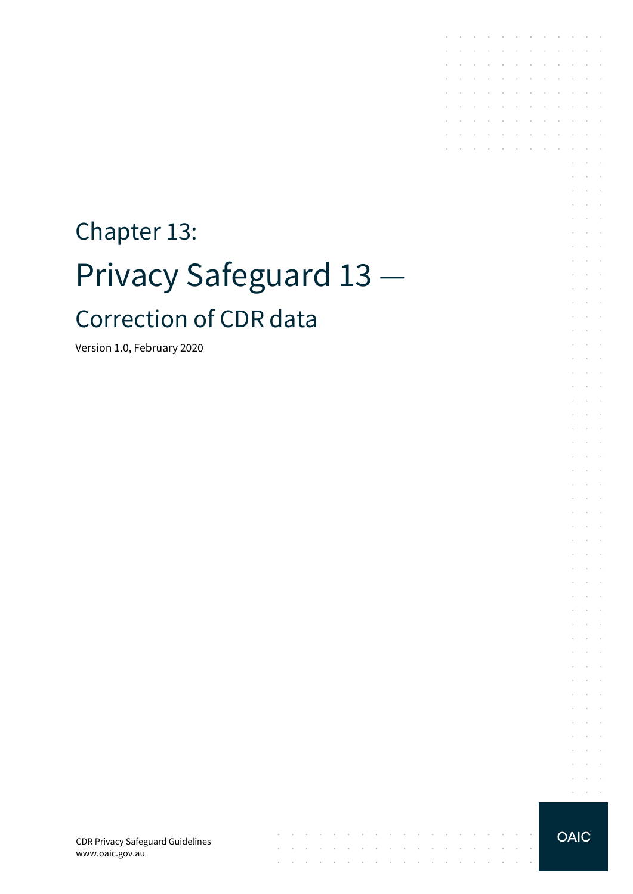Chapter 13:

# Privacy Safeguard 13 —

## Correction of CDR data

Version 1.0, February 2020

CDR Privacy Safeguard Guidelines
www.oaic.gov.au

OAIC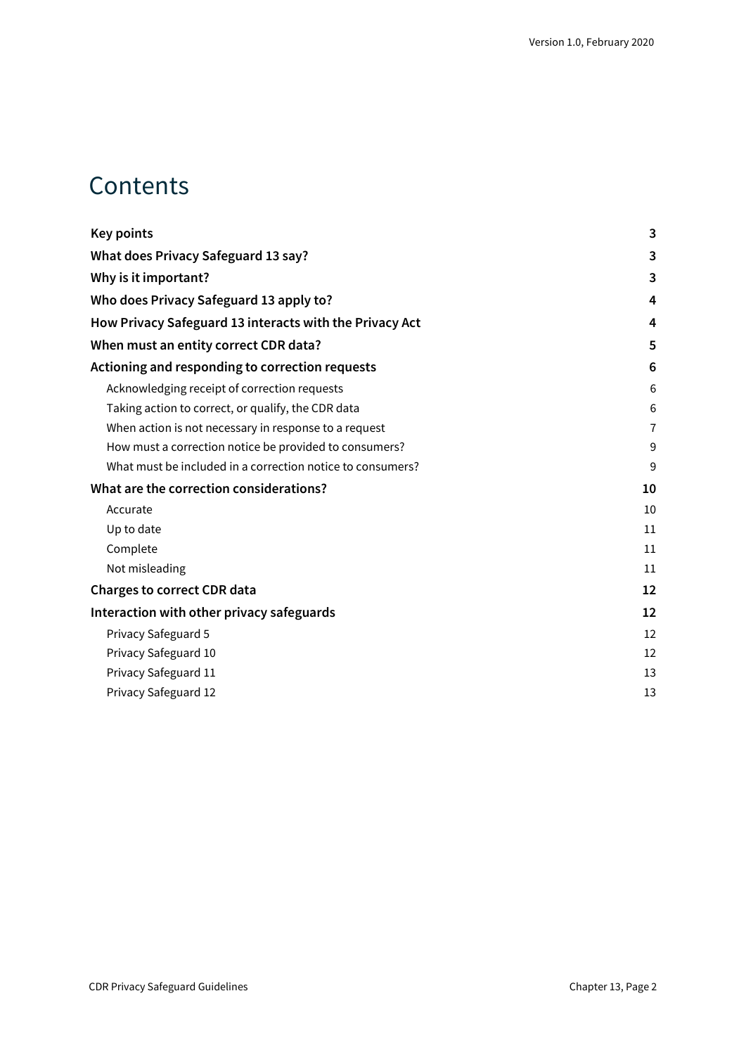# Contents

**Key points** 3

**What does Privacy Safeguard 13 say?** 3

**Why is it important?** 3

**Who does Privacy Safeguard 13 apply to?** 4

**How Privacy Safeguard 13 interacts with the Privacy Act** 4

**When must an entity correct CDR data?** 5

**Actioning and responding to correction requests** 6

- Acknowledging receipt of correction requests 6
- Taking action to correct, or qualify, the CDR data 6
- When action is not necessary in response to a request 7
- How must a correction notice be provided to consumers? 9
- What must be included in a correction notice to consumers? 9

**What are the correction considerations?** 10

- Accurate 10
- Up to date 11
- Complete 11
- Not misleading 11

**Charges to correct CDR data** 12

**Interaction with other privacy safeguards** 12

- Privacy Safeguard 5 12
- Privacy Safeguard 10 12
- Privacy Safeguard 11 13
- Privacy Safeguard 12 13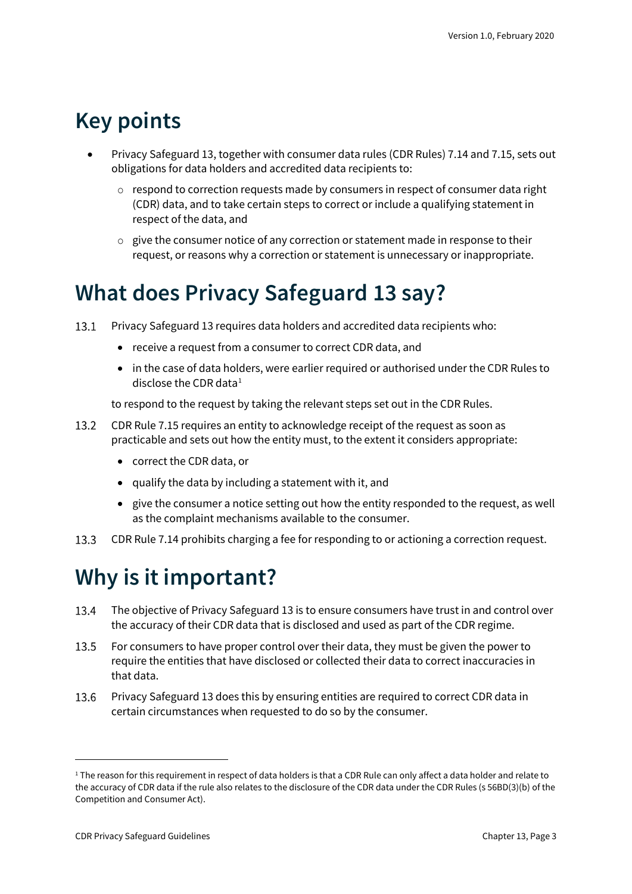## Key points

- Privacy Safeguard 13, together with consumer data rules (CDR Rules) 7.14 and 7.15, sets out obligations for data holders and accredited data recipients to:
  - respond to correction requests made by consumers in respect of consumer data right (CDR) data, and to take certain steps to correct or include a qualifying statement in respect of the data, and
  - give the consumer notice of any correction or statement made in response to their request, or reasons why a correction or statement is unnecessary or inappropriate.

## What does Privacy Safeguard 13 say?

13.1 Privacy Safeguard 13 requires data holders and accredited data recipients who:

- receive a request from a consumer to correct CDR data, and
- in the case of data holders, were earlier required or authorised under the CDR Rules to disclose the CDR data[1]

to respond to the request by taking the relevant steps set out in the CDR Rules.

13.2 CDR Rule 7.15 requires an entity to acknowledge receipt of the request as soon as practicable and sets out how the entity must, to the extent it considers appropriate:

- correct the CDR data, or
- qualify the data by including a statement with it, and
- give the consumer a notice setting out how the entity responded to the request, as well as the complaint mechanisms available to the consumer.

13.3 CDR Rule 7.14 prohibits charging a fee for responding to or actioning a correction request.

## Why is it important?

13.4 The objective of Privacy Safeguard 13 is to ensure consumers have trust in and control over the accuracy of their CDR data that is disclosed and used as part of the CDR regime.

13.5 For consumers to have proper control over their data, they must be given the power to require the entities that have disclosed or collected their data to correct inaccuracies in that data.

13.6 Privacy Safeguard 13 does this by ensuring entities are required to correct CDR data in certain circumstances when requested to do so by the consumer.

---

[1] The reason for this requirement in respect of data holders is that a CDR Rule can only affect a data holder and relate to the accuracy of CDR data if the rule also relates to the disclosure of the CDR data under the CDR Rules (s 56BD(3)(b) of the Competition and Consumer Act).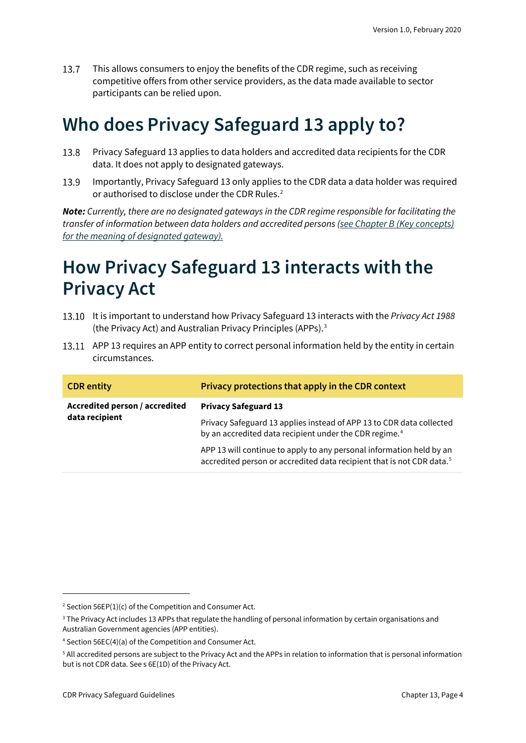13.7 This allows consumers to enjoy the benefits of the CDR regime, such as receiving competitive offers from other service providers, as the data made available to sector participants can be relied upon.

# Who does Privacy Safeguard 13 apply to?

13.8 Privacy Safeguard 13 applies to data holders and accredited data recipients for the CDR data. It does not apply to designated gateways.

13.9 Importantly, Privacy Safeguard 13 only applies to the CDR data a data holder was required or authorised to disclose under the CDR Rules.[2]

***Note:*** *Currently, there are no designated gateways in the CDR regime responsible for facilitating the transfer of information between data holders and accredited persons [(see Chapter B (Key concepts) for the meaning of designated gateway).]*

# How Privacy Safeguard 13 interacts with the Privacy Act

13.10 It is important to understand how Privacy Safeguard 13 interacts with the *Privacy Act 1988* (the Privacy Act) and Australian Privacy Principles (APPs).[3]

13.11 APP 13 requires an APP entity to correct personal information held by the entity in certain circumstances.

| CDR entity | Privacy protections that apply in the CDR context |
|---|---|
| **Accredited person / accredited data recipient** | **Privacy Safeguard 13**<br><br>Privacy Safeguard 13 applies instead of APP 13 to CDR data collected by an accredited data recipient under the CDR regime.[4]<br><br>APP 13 will continue to apply to any personal information held by an accredited person or accredited data recipient that is not CDR data.[5] |

---

[2] Section 56EP(1)(c) of the Competition and Consumer Act.

[3] The Privacy Act includes 13 APPs that regulate the handling of personal information by certain organisations and Australian Government agencies (APP entities).

[4] Section 56EC(4)(a) of the Competition and Consumer Act.

[5] All accredited persons are subject to the Privacy Act and the APPs in relation to information that is personal information but is not CDR data. See s 6E(1D) of the Privacy Act.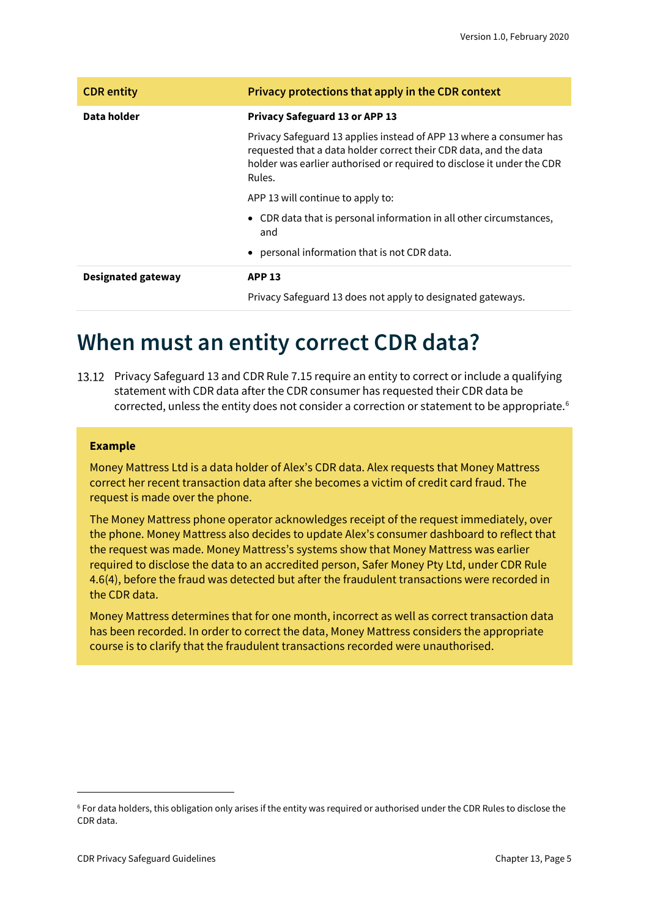| CDR entity | Privacy protections that apply in the CDR context |
|---|---|
| **Data holder** | **Privacy Safeguard 13 or APP 13**<br><br>Privacy Safeguard 13 applies instead of APP 13 where a consumer has requested that a data holder correct their CDR data, and the data holder was earlier authorised or required to disclose it under the CDR Rules.<br><br>APP 13 will continue to apply to:<br><br>• CDR data that is personal information in all other circumstances, and<br><br>• personal information that is not CDR data. |
| **Designated gateway** | **APP 13**<br><br>Privacy Safeguard 13 does not apply to designated gateways. |

# When must an entity correct CDR data?

13.12 Privacy Safeguard 13 and CDR Rule 7.15 require an entity to correct or include a qualifying statement with CDR data after the CDR consumer has requested their CDR data be corrected, unless the entity does not consider a correction or statement to be appropriate.[6]

> **Example**
>
> Money Mattress Ltd is a data holder of Alex's CDR data. Alex requests that Money Mattress correct her recent transaction data after she becomes a victim of credit card fraud. The request is made over the phone.
>
> The Money Mattress phone operator acknowledges receipt of the request immediately, over the phone. Money Mattress also decides to update Alex's consumer dashboard to reflect that the request was made. Money Mattress's systems show that Money Mattress was earlier required to disclose the data to an accredited person, Safer Money Pty Ltd, under CDR Rule 4.6(4), before the fraud was detected but after the fraudulent transactions were recorded in the CDR data.
>
> Money Mattress determines that for one month, incorrect as well as correct transaction data has been recorded. In order to correct the data, Money Mattress considers the appropriate course is to clarify that the fraudulent transactions recorded were unauthorised.

[6] For data holders, this obligation only arises if the entity was required or authorised under the CDR Rules to disclose the CDR data.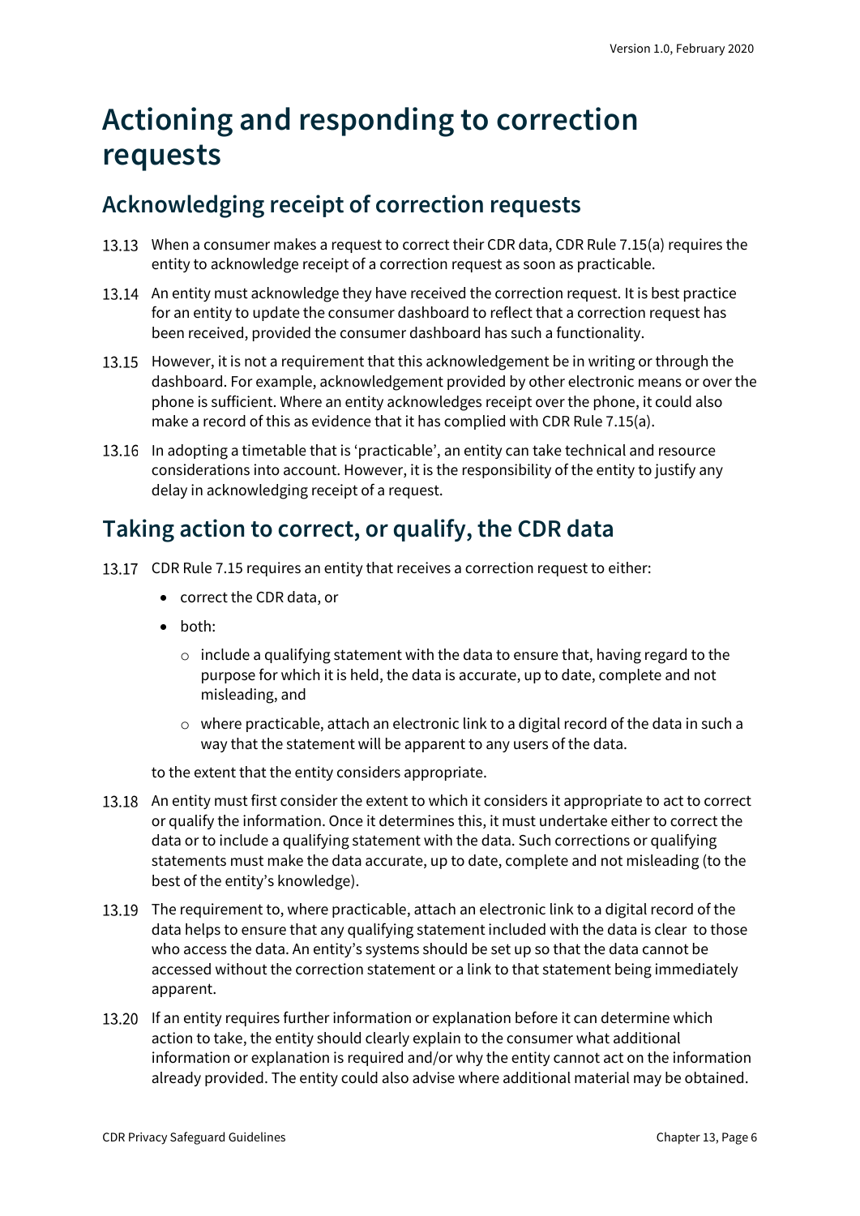# Actioning and responding to correction requests

## Acknowledging receipt of correction requests

13.13 When a consumer makes a request to correct their CDR data, CDR Rule 7.15(a) requires the entity to acknowledge receipt of a correction request as soon as practicable.

13.14 An entity must acknowledge they have received the correction request. It is best practice for an entity to update the consumer dashboard to reflect that a correction request has been received, provided the consumer dashboard has such a functionality.

13.15 However, it is not a requirement that this acknowledgement be in writing or through the dashboard. For example, acknowledgement provided by other electronic means or over the phone is sufficient. Where an entity acknowledges receipt over the phone, it could also make a record of this as evidence that it has complied with CDR Rule 7.15(a).

13.16 In adopting a timetable that is 'practicable', an entity can take technical and resource considerations into account. However, it is the responsibility of the entity to justify any delay in acknowledging receipt of a request.

## Taking action to correct, or qualify, the CDR data

13.17 CDR Rule 7.15 requires an entity that receives a correction request to either:

- correct the CDR data, or
- both:
  - include a qualifying statement with the data to ensure that, having regard to the purpose for which it is held, the data is accurate, up to date, complete and not misleading, and
  - where practicable, attach an electronic link to a digital record of the data in such a way that the statement will be apparent to any users of the data.

to the extent that the entity considers appropriate.

13.18 An entity must first consider the extent to which it considers it appropriate to act to correct or qualify the information. Once it determines this, it must undertake either to correct the data or to include a qualifying statement with the data. Such corrections or qualifying statements must make the data accurate, up to date, complete and not misleading (to the best of the entity's knowledge).

13.19 The requirement to, where practicable, attach an electronic link to a digital record of the data helps to ensure that any qualifying statement included with the data is clear to those who access the data. An entity's systems should be set up so that the data cannot be accessed without the correction statement or a link to that statement being immediately apparent.

13.20 If an entity requires further information or explanation before it can determine which action to take, the entity should clearly explain to the consumer what additional information or explanation is required and/or why the entity cannot act on the information already provided. The entity could also advise where additional material may be obtained.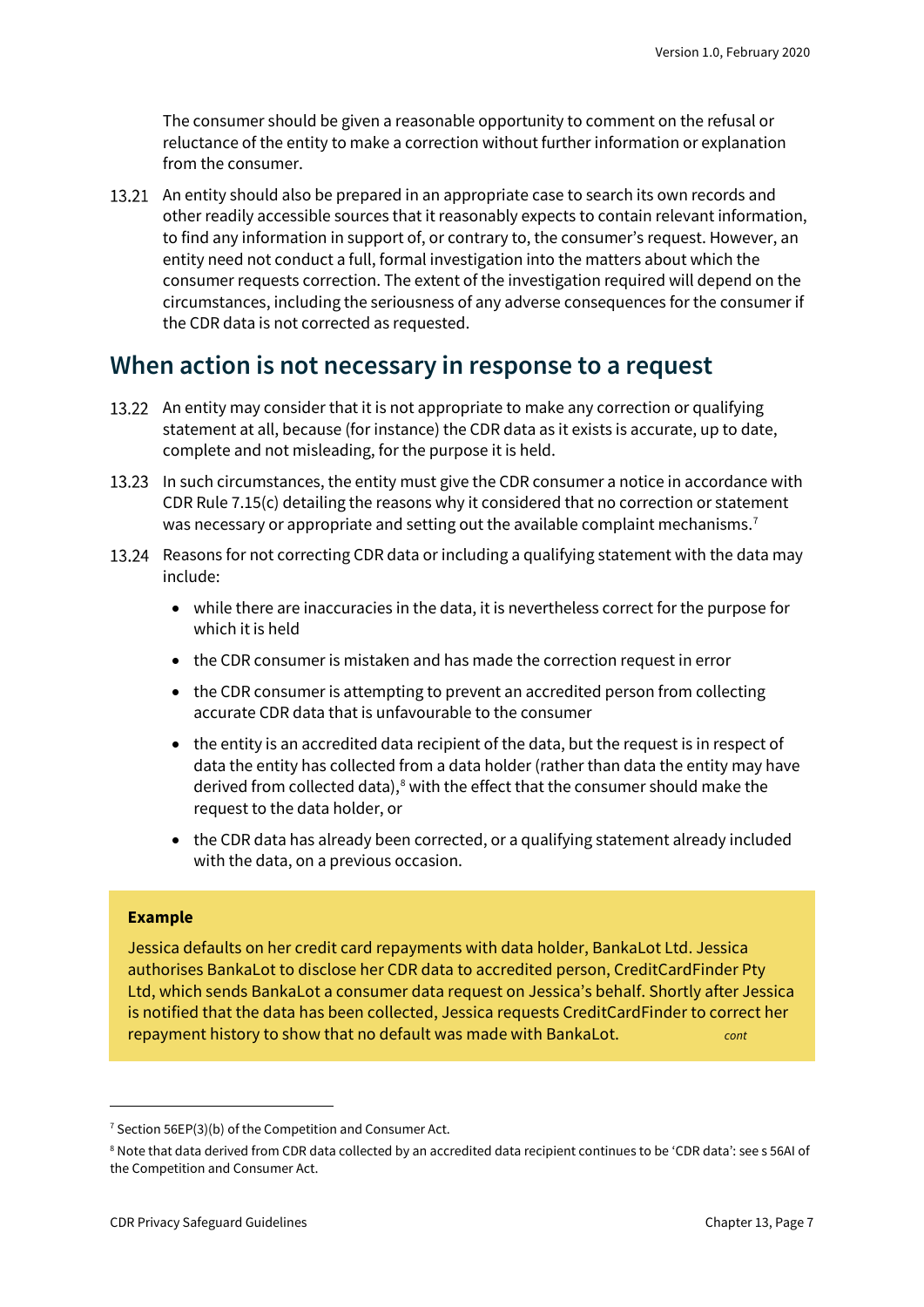The consumer should be given a reasonable opportunity to comment on the refusal or reluctance of the entity to make a correction without further information or explanation from the consumer.

13.21 An entity should also be prepared in an appropriate case to search its own records and other readily accessible sources that it reasonably expects to contain relevant information, to find any information in support of, or contrary to, the consumer's request. However, an entity need not conduct a full, formal investigation into the matters about which the consumer requests correction. The extent of the investigation required will depend on the circumstances, including the seriousness of any adverse consequences for the consumer if the CDR data is not corrected as requested.

## When action is not necessary in response to a request

13.22 An entity may consider that it is not appropriate to make any correction or qualifying statement at all, because (for instance) the CDR data as it exists is accurate, up to date, complete and not misleading, for the purpose it is held.

13.23 In such circumstances, the entity must give the CDR consumer a notice in accordance with CDR Rule 7.15(c) detailing the reasons why it considered that no correction or statement was necessary or appropriate and setting out the available complaint mechanisms.[7]

13.24 Reasons for not correcting CDR data or including a qualifying statement with the data may include:

- while there are inaccuracies in the data, it is nevertheless correct for the purpose for which it is held
- the CDR consumer is mistaken and has made the correction request in error
- the CDR consumer is attempting to prevent an accredited person from collecting accurate CDR data that is unfavourable to the consumer
- the entity is an accredited data recipient of the data, but the request is in respect of data the entity has collected from a data holder (rather than data the entity may have derived from collected data),[8] with the effect that the consumer should make the request to the data holder, or
- the CDR data has already been corrected, or a qualifying statement already included with the data, on a previous occasion.

**Example**

Jessica defaults on her credit card repayments with data holder, BankaLot Ltd. Jessica authorises BankaLot to disclose her CDR data to accredited person, CreditCardFinder Pty Ltd, which sends BankaLot a consumer data request on Jessica's behalf. Shortly after Jessica is notified that the data has been collected, Jessica requests CreditCardFinder to correct her repayment history to show that no default was made with BankaLot. *cont*

---

[7] Section 56EP(3)(b) of the Competition and Consumer Act.

[8] Note that data derived from CDR data collected by an accredited data recipient continues to be 'CDR data': see s 56AI of the Competition and Consumer Act.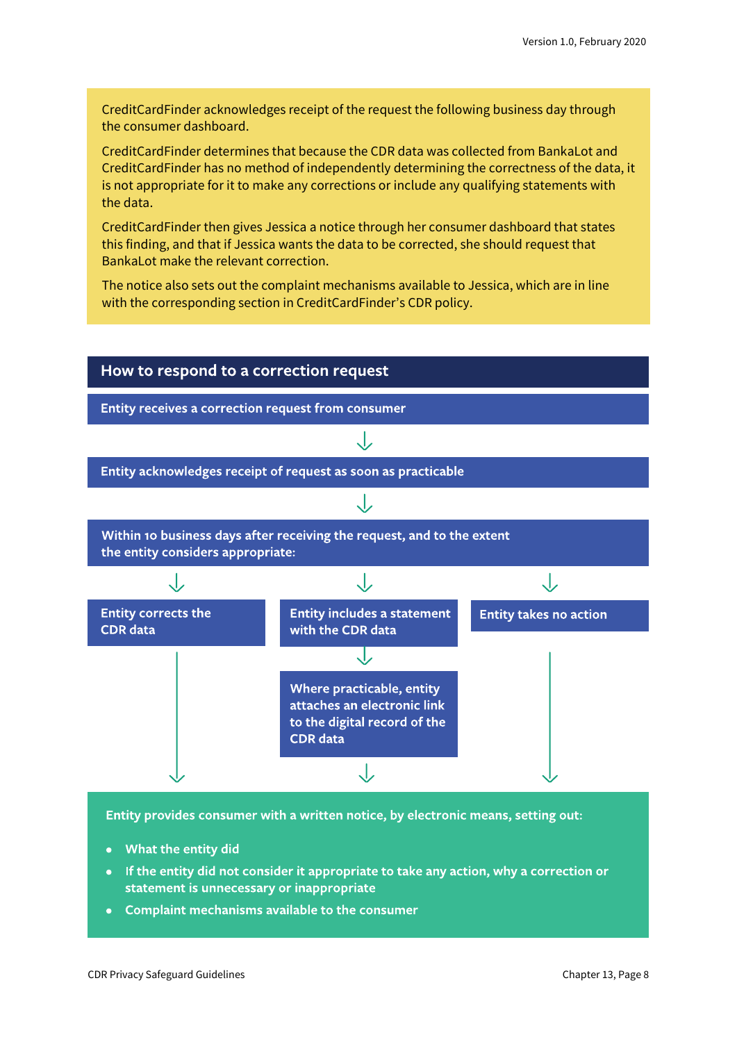CreditCardFinder acknowledges receipt of the request the following business day through the consumer dashboard.

CreditCardFinder determines that because the CDR data was collected from BankaLot and CreditCardFinder has no method of independently determining the correctness of the data, it is not appropriate for it to make any corrections or include any qualifying statements with the data.

CreditCardFinder then gives Jessica a notice through her consumer dashboard that states this finding, and that if Jessica wants the data to be corrected, she should request that BankaLot make the relevant correction.

The notice also sets out the complaint mechanisms available to Jessica, which are in line with the corresponding section in CreditCardFinder's CDR policy.

## How to respond to a correction request

**Entity receives a correction request from consumer**

↓

**Entity acknowledges receipt of request as soon as practicable**

↓

**Within 10 business days after receiving the request, and to the extent the entity considers appropriate:**

- **Entity corrects the CDR data**
- **Entity includes a statement with the CDR data** → **Where practicable, entity attaches an electronic link to the digital record of the CDR data**
- **Entity takes no action**

↓

**Entity provides consumer with a written notice, by electronic means, setting out:**

- **What the entity did**
- **If the entity did not consider it appropriate to take any action, why a correction or statement is unnecessary or inappropriate**
- **Complaint mechanisms available to the consumer**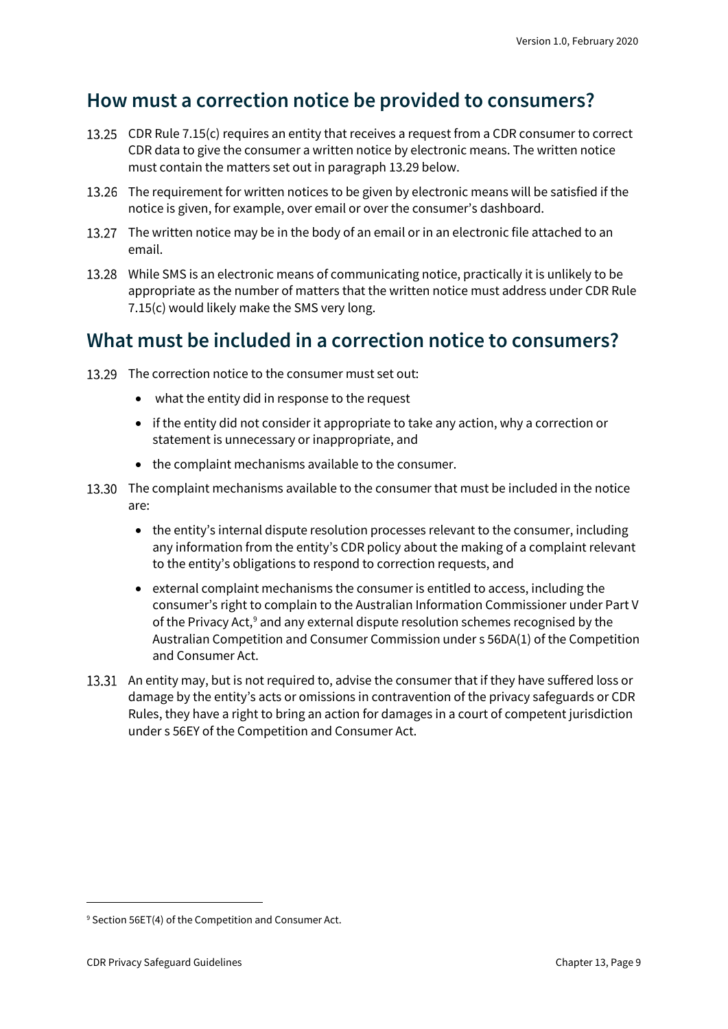## How must a correction notice be provided to consumers?

13.25 CDR Rule 7.15(c) requires an entity that receives a request from a CDR consumer to correct CDR data to give the consumer a written notice by electronic means. The written notice must contain the matters set out in paragraph 13.29 below.

13.26 The requirement for written notices to be given by electronic means will be satisfied if the notice is given, for example, over email or over the consumer's dashboard.

13.27 The written notice may be in the body of an email or in an electronic file attached to an email.

13.28 While SMS is an electronic means of communicating notice, practically it is unlikely to be appropriate as the number of matters that the written notice must address under CDR Rule 7.15(c) would likely make the SMS very long.

## What must be included in a correction notice to consumers?

13.29 The correction notice to the consumer must set out:

- what the entity did in response to the request
- if the entity did not consider it appropriate to take any action, why a correction or statement is unnecessary or inappropriate, and
- the complaint mechanisms available to the consumer.

13.30 The complaint mechanisms available to the consumer that must be included in the notice are:

- the entity's internal dispute resolution processes relevant to the consumer, including any information from the entity's CDR policy about the making of a complaint relevant to the entity's obligations to respond to correction requests, and
- external complaint mechanisms the consumer is entitled to access, including the consumer's right to complain to the Australian Information Commissioner under Part V of the Privacy Act,[9] and any external dispute resolution schemes recognised by the Australian Competition and Consumer Commission under s 56DA(1) of the Competition and Consumer Act.

13.31 An entity may, but is not required to, advise the consumer that if they have suffered loss or damage by the entity's acts or omissions in contravention of the privacy safeguards or CDR Rules, they have a right to bring an action for damages in a court of competent jurisdiction under s 56EY of the Competition and Consumer Act.

[9] Section 56ET(4) of the Competition and Consumer Act.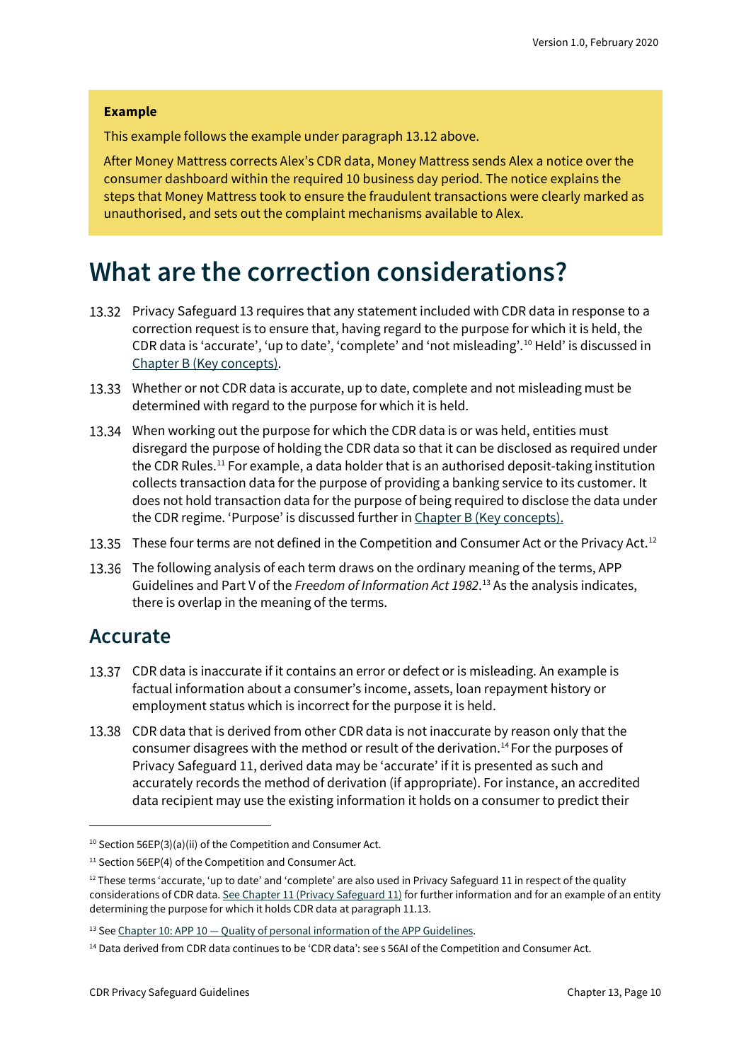> **Example**
>
> This example follows the example under paragraph 13.12 above.
>
> After Money Mattress corrects Alex's CDR data, Money Mattress sends Alex a notice over the consumer dashboard within the required 10 business day period. The notice explains the steps that Money Mattress took to ensure the fraudulent transactions were clearly marked as unauthorised, and sets out the complaint mechanisms available to Alex.

# What are the correction considerations?

13.32 Privacy Safeguard 13 requires that any statement included with CDR data in response to a correction request is to ensure that, having regard to the purpose for which it is held, the CDR data is 'accurate', 'up to date', 'complete' and 'not misleading'.[10] 'Held' is discussed in [Chapter B (Key concepts)](#).

13.33 Whether or not CDR data is accurate, up to date, complete and not misleading must be determined with regard to the purpose for which it is held.

13.34 When working out the purpose for which the CDR data is or was held, entities must disregard the purpose of holding the CDR data so that it can be disclosed as required under the CDR Rules.[11] For example, a data holder that is an authorised deposit-taking institution collects transaction data for the purpose of providing a banking service to its customer. It does not hold transaction data for the purpose of being required to disclose the data under the CDR regime. 'Purpose' is discussed further in [Chapter B (Key concepts).](#)

13.35 These four terms are not defined in the Competition and Consumer Act or the Privacy Act.[12]

13.36 The following analysis of each term draws on the ordinary meaning of the terms, APP Guidelines and Part V of the *Freedom of Information Act 1982*.[13] As the analysis indicates, there is overlap in the meaning of the terms.

## Accurate

13.37 CDR data is inaccurate if it contains an error or defect or is misleading. An example is factual information about a consumer's income, assets, loan repayment history or employment status which is incorrect for the purpose it is held.

13.38 CDR data that is derived from other CDR data is not inaccurate by reason only that the consumer disagrees with the method or result of the derivation.[14] For the purposes of Privacy Safeguard 11, derived data may be 'accurate' if it is presented as such and accurately records the method of derivation (if appropriate). For instance, an accredited data recipient may use the existing information it holds on a consumer to predict their

---

[10] Section 56EP(3)(a)(ii) of the Competition and Consumer Act.

[11] Section 56EP(4) of the Competition and Consumer Act.

[12] These terms 'accurate, 'up to date' and 'complete' are also used in Privacy Safeguard 11 in respect of the quality considerations of CDR data. [See Chapter 11 (Privacy Safeguard 11)](#) for further information and for an example of an entity determining the purpose for which it holds CDR data at paragraph 11.13.

[13] See [Chapter 10: APP 10 — Quality of personal information of the APP Guidelines](#).

[14] Data derived from CDR data continues to be 'CDR data': see s 56AI of the Competition and Consumer Act.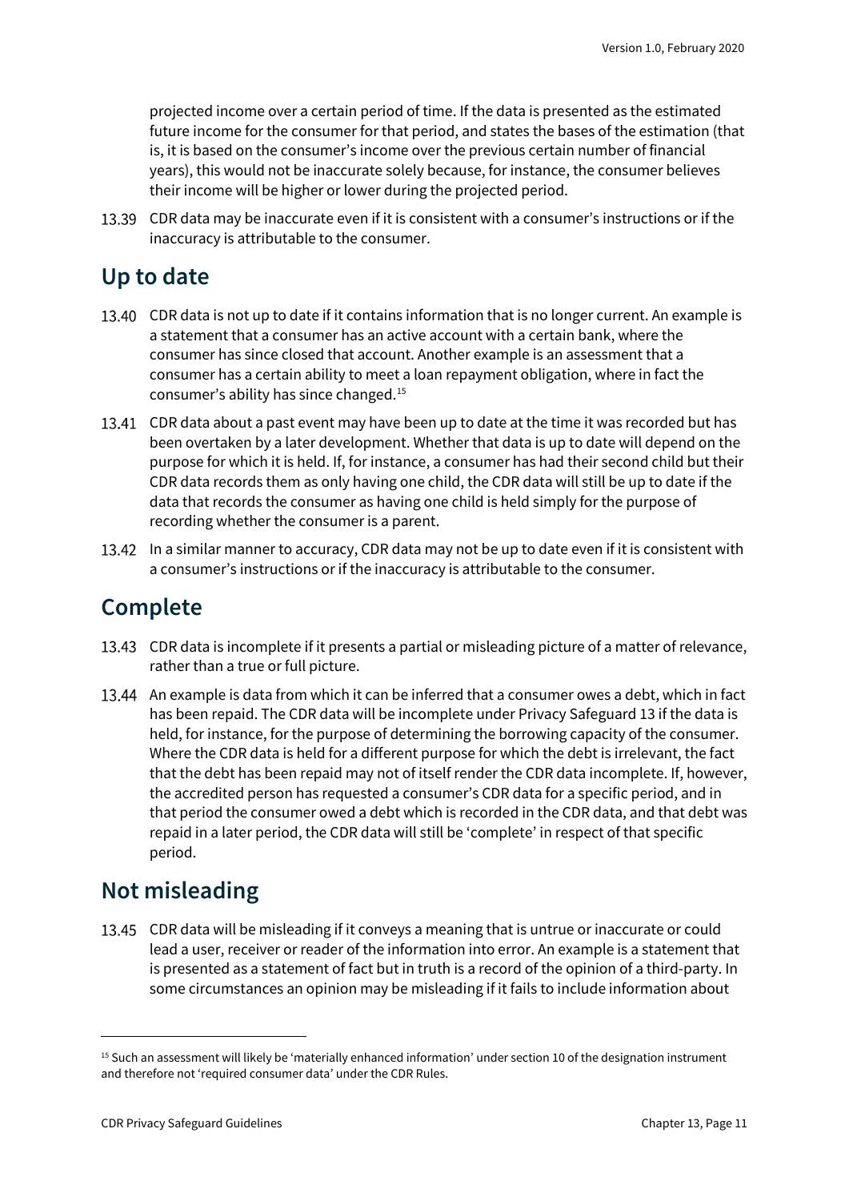projected income over a certain period of time. If the data is presented as the estimated future income for the consumer for that period, and states the bases of the estimation (that is, it is based on the consumer's income over the previous certain number of financial years), this would not be inaccurate solely because, for instance, the consumer believes their income will be higher or lower during the projected period.

13.39 CDR data may be inaccurate even if it is consistent with a consumer's instructions or if the inaccuracy is attributable to the consumer.

## Up to date

13.40 CDR data is not up to date if it contains information that is no longer current. An example is a statement that a consumer has an active account with a certain bank, where the consumer has since closed that account. Another example is an assessment that a consumer has a certain ability to meet a loan repayment obligation, where in fact the consumer's ability has since changed.[15]

13.41 CDR data about a past event may have been up to date at the time it was recorded but has been overtaken by a later development. Whether that data is up to date will depend on the purpose for which it is held. If, for instance, a consumer has had their second child but their CDR data records them as only having one child, the CDR data will still be up to date if the data that records the consumer as having one child is held simply for the purpose of recording whether the consumer is a parent.

13.42 In a similar manner to accuracy, CDR data may not be up to date even if it is consistent with a consumer's instructions or if the inaccuracy is attributable to the consumer.

## Complete

13.43 CDR data is incomplete if it presents a partial or misleading picture of a matter of relevance, rather than a true or full picture.

13.44 An example is data from which it can be inferred that a consumer owes a debt, which in fact has been repaid. The CDR data will be incomplete under Privacy Safeguard 13 if the data is held, for instance, for the purpose of determining the borrowing capacity of the consumer. Where the CDR data is held for a different purpose for which the debt is irrelevant, the fact that the debt has been repaid may not of itself render the CDR data incomplete. If, however, the accredited person has requested a consumer's CDR data for a specific period, and in that period the consumer owed a debt which is recorded in the CDR data, and that debt was repaid in a later period, the CDR data will still be 'complete' in respect of that specific period.

## Not misleading

13.45 CDR data will be misleading if it conveys a meaning that is untrue or inaccurate or could lead a user, receiver or reader of the information into error. An example is a statement that is presented as a statement of fact but in truth is a record of the opinion of a third-party. In some circumstances an opinion may be misleading if it fails to include information about

[15] Such an assessment will likely be 'materially enhanced information' under section 10 of the designation instrument and therefore not 'required consumer data' under the CDR Rules.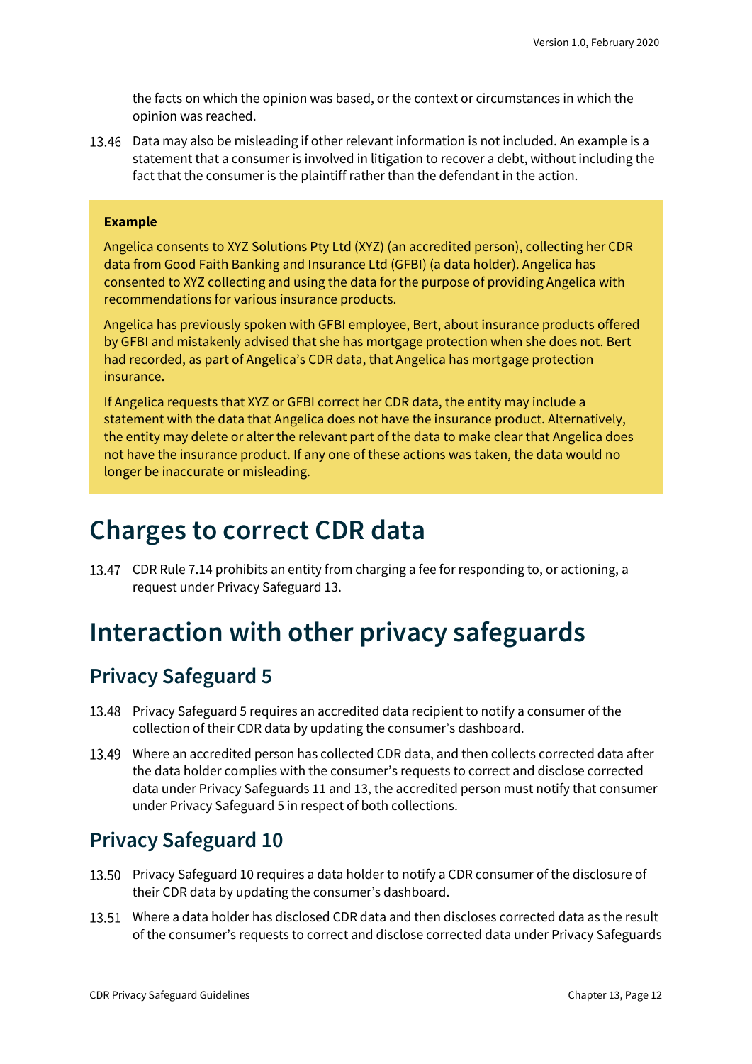the facts on which the opinion was based, or the context or circumstances in which the opinion was reached.

13.46 Data may also be misleading if other relevant information is not included. An example is a statement that a consumer is involved in litigation to recover a debt, without including the fact that the consumer is the plaintiff rather than the defendant in the action.

**Example**

Angelica consents to XYZ Solutions Pty Ltd (XYZ) (an accredited person), collecting her CDR data from Good Faith Banking and Insurance Ltd (GFBI) (a data holder). Angelica has consented to XYZ collecting and using the data for the purpose of providing Angelica with recommendations for various insurance products.

Angelica has previously spoken with GFBI employee, Bert, about insurance products offered by GFBI and mistakenly advised that she has mortgage protection when she does not. Bert had recorded, as part of Angelica's CDR data, that Angelica has mortgage protection insurance.

If Angelica requests that XYZ or GFBI correct her CDR data, the entity may include a statement with the data that Angelica does not have the insurance product. Alternatively, the entity may delete or alter the relevant part of the data to make clear that Angelica does not have the insurance product. If any one of these actions was taken, the data would no longer be inaccurate or misleading.

# Charges to correct CDR data

13.47 CDR Rule 7.14 prohibits an entity from charging a fee for responding to, or actioning, a request under Privacy Safeguard 13.

# Interaction with other privacy safeguards

## Privacy Safeguard 5

13.48 Privacy Safeguard 5 requires an accredited data recipient to notify a consumer of the collection of their CDR data by updating the consumer's dashboard.

13.49 Where an accredited person has collected CDR data, and then collects corrected data after the data holder complies with the consumer's requests to correct and disclose corrected data under Privacy Safeguards 11 and 13, the accredited person must notify that consumer under Privacy Safeguard 5 in respect of both collections.

## Privacy Safeguard 10

13.50 Privacy Safeguard 10 requires a data holder to notify a CDR consumer of the disclosure of their CDR data by updating the consumer's dashboard.

13.51 Where a data holder has disclosed CDR data and then discloses corrected data as the result of the consumer's requests to correct and disclose corrected data under Privacy Safeguards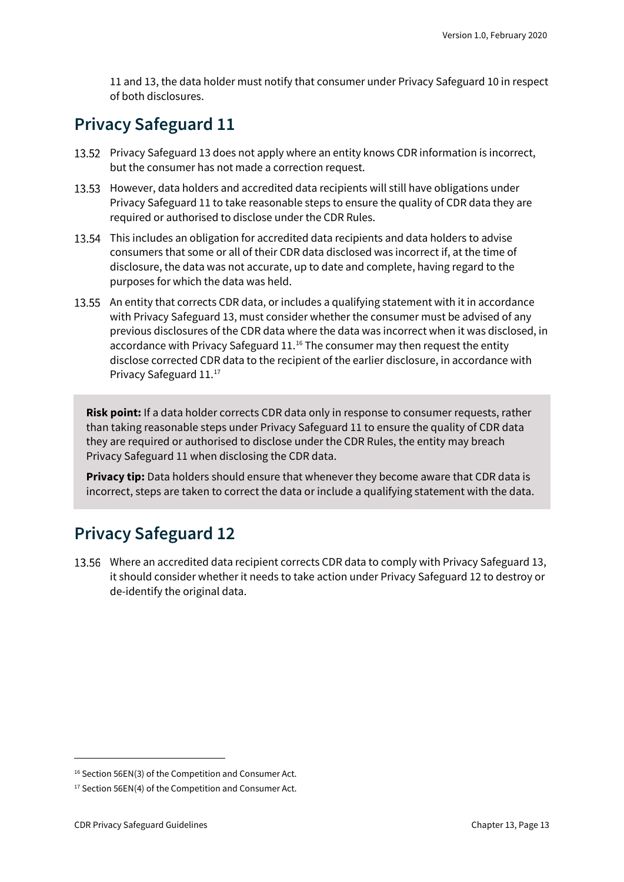11 and 13, the data holder must notify that consumer under Privacy Safeguard 10 in respect of both disclosures.

## Privacy Safeguard 11

13.52 Privacy Safeguard 13 does not apply where an entity knows CDR information is incorrect, but the consumer has not made a correction request.

13.53 However, data holders and accredited data recipients will still have obligations under Privacy Safeguard 11 to take reasonable steps to ensure the quality of CDR data they are required or authorised to disclose under the CDR Rules.

13.54 This includes an obligation for accredited data recipients and data holders to advise consumers that some or all of their CDR data disclosed was incorrect if, at the time of disclosure, the data was not accurate, up to date and complete, having regard to the purposes for which the data was held.

13.55 An entity that corrects CDR data, or includes a qualifying statement with it in accordance with Privacy Safeguard 13, must consider whether the consumer must be advised of any previous disclosures of the CDR data where the data was incorrect when it was disclosed, in accordance with Privacy Safeguard 11.[16] The consumer may then request the entity disclose corrected CDR data to the recipient of the earlier disclosure, in accordance with Privacy Safeguard 11.[17]

**Risk point:** If a data holder corrects CDR data only in response to consumer requests, rather than taking reasonable steps under Privacy Safeguard 11 to ensure the quality of CDR data they are required or authorised to disclose under the CDR Rules, the entity may breach Privacy Safeguard 11 when disclosing the CDR data.

**Privacy tip:** Data holders should ensure that whenever they become aware that CDR data is incorrect, steps are taken to correct the data or include a qualifying statement with the data.

## Privacy Safeguard 12

13.56 Where an accredited data recipient corrects CDR data to comply with Privacy Safeguard 13, it should consider whether it needs to take action under Privacy Safeguard 12 to destroy or de-identify the original data.

---

[16] Section 56EN(3) of the Competition and Consumer Act.

[17] Section 56EN(4) of the Competition and Consumer Act.